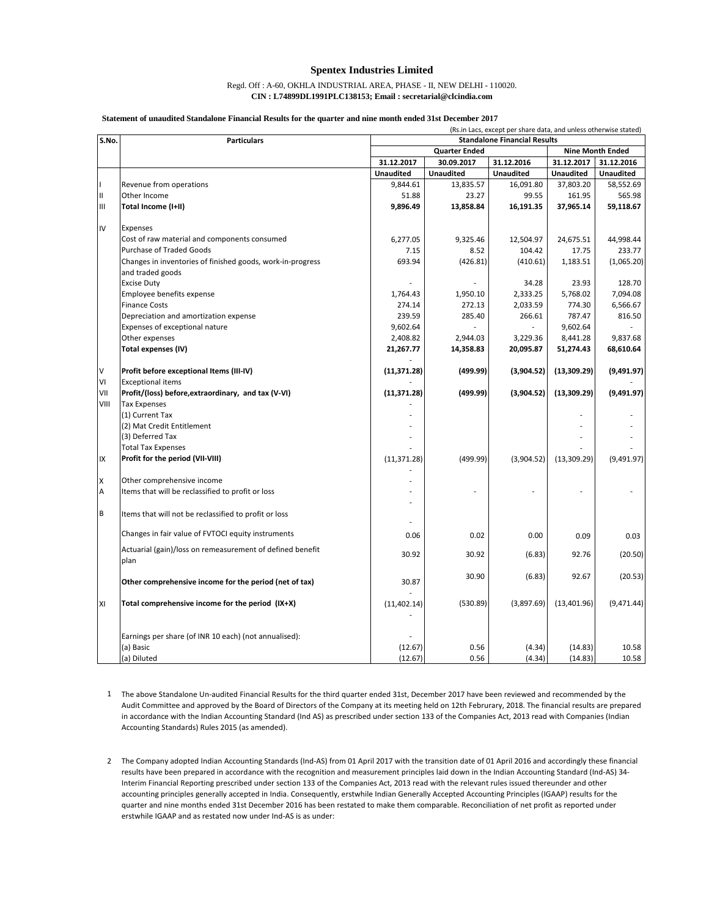# Spentex Industries Limited

Regd. Off : A-60, OKHLA INDUSTRIAL AREA, PHASE - II, NEW DELHI - 110020.
**CIN : L74899DL1991PLC138153; Email : secretarial@clcindia.com**

**Statement of unaudited Standalone Financial Results for the quarter and nine month ended 31st December 2017**

(Rs.in Lacs, except per share data, and unless otherwise stated)

| S.No. | Particulars | Standalone Financial Results | | | | |
|---|---|---|---|---|---|---|
| | | Quarter Ended | | | Nine Month Ended | |
| | | 31.12.2017 | 30.09.2017 | 31.12.2016 | 31.12.2017 | 31.12.2016 |
| | | Unaudited | Unaudited | Unaudited | Unaudited | Unaudited |
| I | Revenue from operations | 9,844.61 | 13,835.57 | 16,091.80 | 37,803.20 | 58,552.69 |
| II | Other Income | 51.88 | 23.27 | 99.55 | 161.95 | 565.98 |
| III | **Total Income (I+II)** | **9,896.49** | **13,858.84** | **16,191.35** | **37,965.14** | **59,118.67** |
| IV | Expenses | | | | | |
| | Cost of raw material and components consumed | 6,277.05 | 9,325.46 | 12,504.97 | 24,675.51 | 44,998.44 |
| | Purchase of Traded Goods | 7.15 | 8.52 | 104.42 | 17.75 | 233.77 |
| | Changes in inventories of finished goods, work-in-progress and traded goods | 693.94 | (426.81) | (410.61) | 1,183.51 | (1,065.20) |
| | Excise Duty | - | - | 34.28 | 23.93 | 128.70 |
| | Employee benefits expense | 1,764.43 | 1,950.10 | 2,333.25 | 5,768.02 | 7,094.08 |
| | Finance Costs | 274.14 | 272.13 | 2,033.59 | 774.30 | 6,566.67 |
| | Depreciation and amortization expense | 239.59 | 285.40 | 266.61 | 787.47 | 816.50 |
| | Expenses of exceptional nature | 9,602.64 | - | - | 9,602.64 | - |
| | Other expenses | 2,408.82 | 2,944.03 | 3,229.36 | 8,441.28 | 9,837.68 |
| | **Total expenses (IV)** | **21,267.77** | **14,358.83** | **20,095.87** | **51,274.43** | **68,610.64** |
| | | - | | | | |
| V | **Profit before exceptional Items (III-IV)** | **(11,371.28)** | **(499.99)** | **(3,904.52)** | **(13,309.29)** | **(9,491.97)** |
| VI | Exceptional items | - | | | | - |
| VII | **Profit/(loss) before,extraordinary, and tax (V-VI)** | **(11,371.28)** | **(499.99)** | **(3,904.52)** | **(13,309.29)** | **(9,491.97)** |
| VIII | Tax Expenses | - | | | | |
| | (1) Current Tax | - | | | - | - |
| | (2) Mat Credit Entitlement | - | | | - | - |
| | (3) Deferred Tax | - | | | - | - |
| | Total Tax Expenses | - | | | - | - |
| IX | **Profit for the period (VII-VIII)** | (11,371.28) | (499.99) | (3,904.52) | (13,309.29) | (9,491.97) |
| | | - | | | | |
| X | Other comprehensive income | - | | | | |
| A | Items that will be reclassified to profit or loss | - | - | - | - | - |
| | | - | | | | |
| B | Items that will not be reclassified to profit or loss | | | | | |
| | | - | | | | |
| | Changes in fair value of FVTOCI equity instruments | 0.06 | 0.02 | 0.00 | 0.09 | 0.03 |
| | Actuarial (gain)/loss on remeasurement of defined benefit plan | 30.92 | 30.92 | (6.83) | 92.76 | (20.50) |
| | **Other comprehensive income for the period (net of tax)** | 30.87 | 30.90 | (6.83) | 92.67 | (20.53) |
| | | - | | | | |
| XI | **Total comprehensive income for the period (IX+X)** | (11,402.14) | (530.89) | (3,897.69) | (13,401.96) | (9,471.44) |
| | | - | | | | |
| | Earnings per share (of INR 10 each) (not annualised): | - | | | | |
| | (a) Basic | (12.67) | 0.56 | (4.34) | (14.83) | 10.58 |
| | (a) Diluted | (12.67) | 0.56 | (4.34) | (14.83) | 10.58 |

1 The above Standalone Un-audited Financial Results for the third quarter ended 31st, December 2017 have been reviewed and recommended by the Audit Committee and approved by the Board of Directors of the Company at its meeting held on 12th Februrary, 2018. The financial results are prepared in accordance with the Indian Accounting Standard (Ind AS) as prescribed under section 133 of the Companies Act, 2013 read with Companies (Indian Accounting Standards) Rules 2015 (as amended).

2 The Company adopted Indian Accounting Standards (Ind-AS) from 01 April 2017 with the transition date of 01 April 2016 and accordingly these financial results have been prepared in accordance with the recognition and measurement principles laid down in the Indian Accounting Standard (Ind-AS) 34-Interim Financial Reporting prescribed under section 133 of the Companies Act, 2013 read with the relevant rules issued thereunder and other accounting principles generally accepted in India. Consequently, erstwhile Indian Generally Accepted Accounting Principles (IGAAP) results for the quarter and nine months ended 31st December 2016 has been restated to make them comparable. Reconciliation of net profit as reported under erstwhile IGAAP and as restated now under Ind-AS is as under: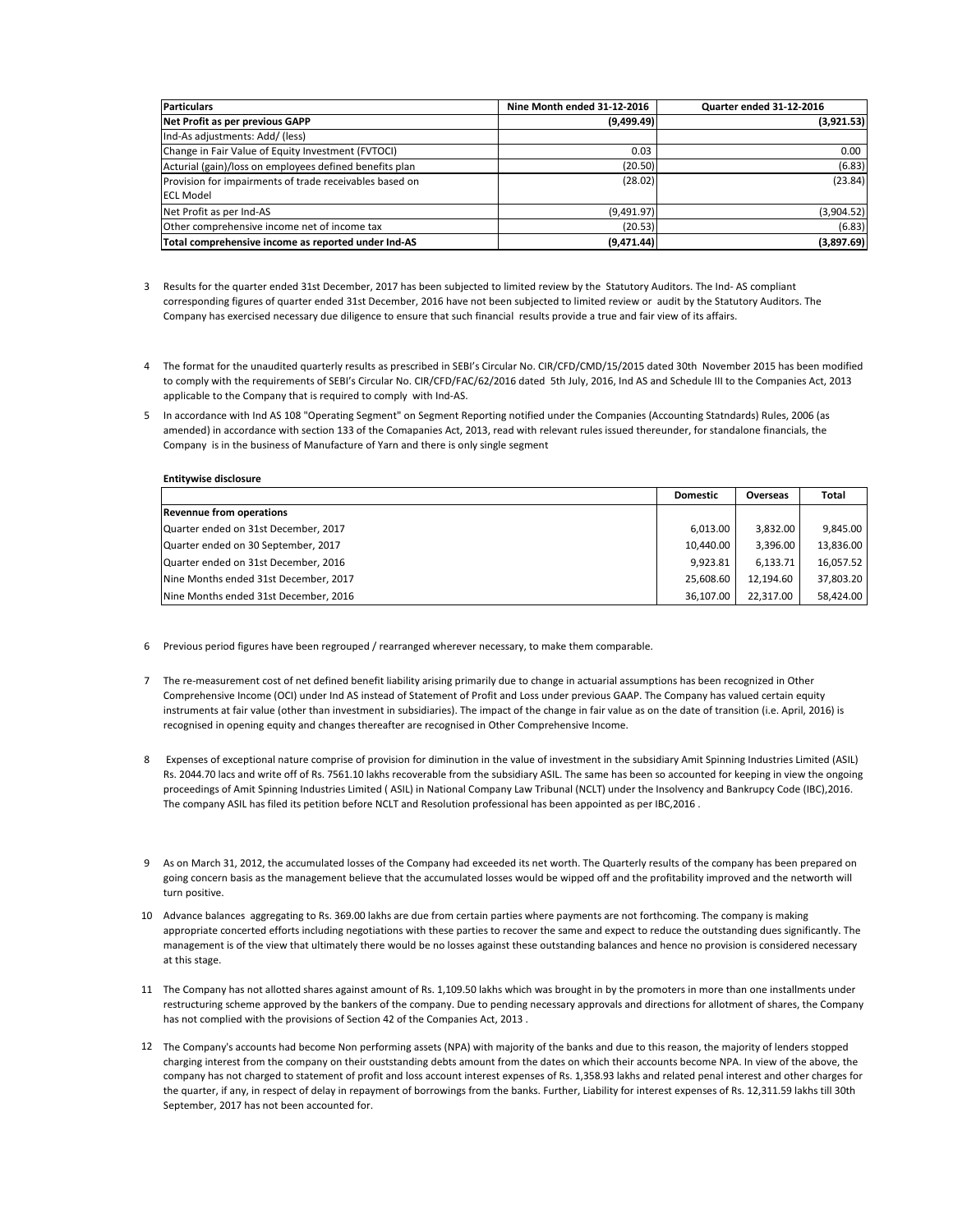| Particulars | Nine Month ended 31-12-2016 | Quarter ended 31-12-2016 |
|---|---|---|
| **Net Profit as per previous GAPP** | **(9,499.49)** | **(3,921.53)** |
| Ind-As adjustments: Add/ (less) | | |
| Change in Fair Value of Equity Investment (FVTOCI) | 0.03 | 0.00 |
| Acturial (gain)/loss on employees defined benefits plan | (20.50) | (6.83) |
| Provision for impairments of trade receivables based on ECL Model | (28.02) | (23.84) |
| Net Profit as per Ind-AS | (9,491.97) | (3,904.52) |
| Other comprehensive income net of income tax | (20.53) | (6.83) |
| **Total comprehensive income as reported under Ind-AS** | **(9,471.44)** | **(3,897.69)** |

3 Results for the quarter ended 31st December, 2017 has been subjected to limited review by the Statutory Auditors. The Ind- AS compliant corresponding figures of quarter ended 31st December, 2016 have not been subjected to limited review or audit by the Statutory Auditors. The Company has exercised necessary due diligence to ensure that such financial results provide a true and fair view of its affairs.

4 The format for the unaudited quarterly results as prescribed in SEBI's Circular No. CIR/CFD/CMD/15/2015 dated 30th November 2015 has been modified to comply with the requirements of SEBI's Circular No. CIR/CFD/FAC/62/2016 dated 5th July, 2016, Ind AS and Schedule III to the Companies Act, 2013 applicable to the Company that is required to comply with Ind-AS.

5 In accordance with Ind AS 108 "Operating Segment" on Segment Reporting notified under the Companies (Accounting Statndards) Rules, 2006 (as amended) in accordance with section 133 of the Comapanies Act, 2013, read with relevant rules issued thereunder, for standalone financials, the Company is in the business of Manufacture of Yarn and there is only single segment

**Entitywise disclosure**

| | Domestic | Overseas | Total |
|---|---|---|---|
| **Revenue from operations** | | | |
| Quarter ended on 31st December, 2017 | 6,013.00 | 3,832.00 | 9,845.00 |
| Quarter ended on 30 September, 2017 | 10,440.00 | 3,396.00 | 13,836.00 |
| Quarter ended on 31st December, 2016 | 9,923.81 | 6,133.71 | 16,057.52 |
| Nine Months ended 31st December, 2017 | 25,608.60 | 12,194.60 | 37,803.20 |
| Nine Months ended 31st December, 2016 | 36,107.00 | 22,317.00 | 58,424.00 |

6 Previous period figures have been regrouped / rearranged wherever necessary, to make them comparable.

7 The re-measurement cost of net defined benefit liability arising primarily due to change in actuarial assumptions has been recognized in Other Comprehensive Income (OCI) under Ind AS instead of Statement of Profit and Loss under previous GAAP. The Company has valued certain equity instruments at fair value (other than investment in subsidiaries). The impact of the change in fair value as on the date of transition (i.e. April, 2016) is recognised in opening equity and changes thereafter are recognised in Other Comprehensive Income.

8 Expenses of exceptional nature comprise of provision for diminution in the value of investment in the subsidiary Amit Spinning Industries Limited (ASIL) Rs. 2044.70 lacs and write off of Rs. 7561.10 lakhs recoverable from the subsidiary ASIL. The same has been so accounted for keeping in view the ongoing proceedings of Amit Spinning Industries Limited ( ASIL) in National Company Law Tribunal (NCLT) under the Insolvency and Bankrupcy Code (IBC),2016. The company ASIL has filed its petition before NCLT and Resolution professional has been appointed as per IBC,2016 .

9 As on March 31, 2012, the accumulated losses of the Company had exceeded its net worth. The Quarterly results of the company has been prepared on going concern basis as the management believe that the accumulated losses would be wipped off and the profitability improved and the networth will turn positive.

10 Advance balances aggregating to Rs. 369.00 lakhs are due from certain parties where payments are not forthcoming. The company is making appropriate concerted efforts including negotiations with these parties to recover the same and expect to reduce the outstanding dues significantly. The management is of the view that ultimately there would be no losses against these outstanding balances and hence no provision is considered necessary at this stage.

11 The Company has not allotted shares against amount of Rs. 1,109.50 lakhs which was brought in by the promoters in more than one installments under restructuring scheme approved by the bankers of the company. Due to pending necessary approvals and directions for allotment of shares, the Company has not complied with the provisions of Section 42 of the Companies Act, 2013 .

12 The Company's accounts had become Non performing assets (NPA) with majority of the banks and due to this reason, the majority of lenders stopped charging interest from the company on their ouststanding debts amount from the dates on which their accounts become NPA. In view of the above, the company has not charged to statement of profit and loss account interest expenses of Rs. 1,358.93 lakhs and related penal interest and other charges for the quarter, if any, in respect of delay in repayment of borrowings from the banks. Further, Liability for interest expenses of Rs. 12,311.59 lakhs till 30th September, 2017 has not been accounted for.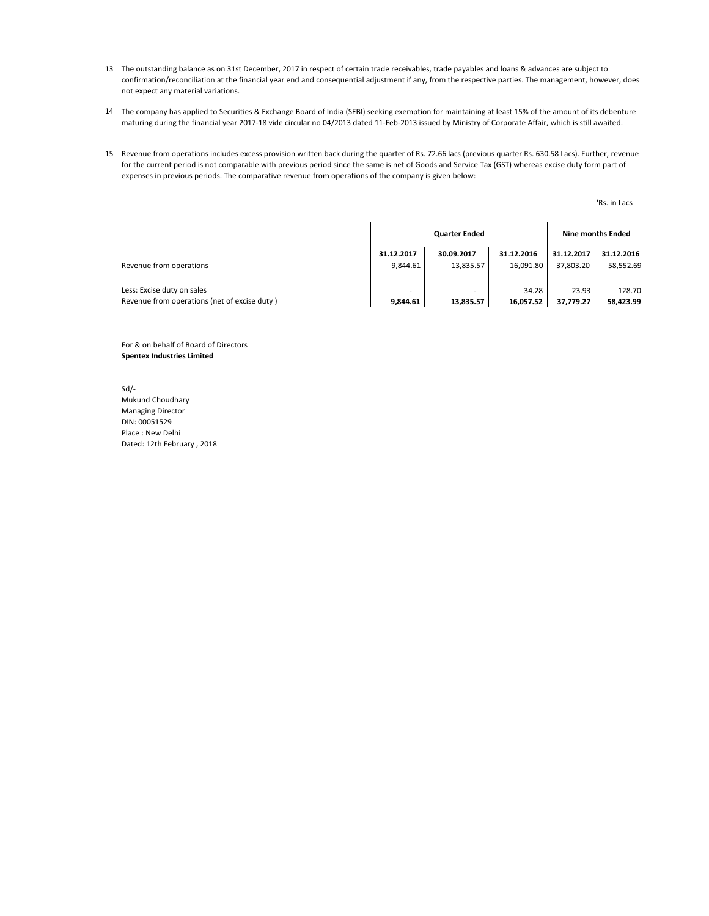13 The outstanding balance as on 31st December, 2017 in respect of certain trade receivables, trade payables and loans & advances are subject to confirmation/reconciliation at the financial year end and consequential adjustment if any, from the respective parties. The management, however, does not expect any material variations.

14 The company has applied to Securities & Exchange Board of India (SEBI) seeking exemption for maintaining at least 15% of the amount of its debenture maturing during the financial year 2017-18 vide circular no 04/2013 dated 11-Feb-2013 issued by Ministry of Corporate Affair, which is still awaited.

15 Revenue from operations includes excess provision written back during the quarter of Rs. 72.66 lacs (previous quarter Rs. 630.58 Lacs). Further, revenue for the current period is not comparable with previous period since the same is net of Goods and Service Tax (GST) whereas excise duty form part of expenses in previous periods. The comparative revenue from operations of the company is given below:

'Rs. in Lacs

| | Quarter Ended | | | Nine months Ended | |
|---|---|---|---|---|---|
| | **31.12.2017** | **30.09.2017** | **31.12.2016** | **31.12.2017** | **31.12.2016** |
| Revenue from operations | 9,844.61 | 13,835.57 | 16,091.80 | 37,803.20 | 58,552.69 |
| Less: Excise duty on sales | - | - | 34.28 | 23.93 | 128.70 |
| Revenue from operations (net of excise duty ) | **9,844.61** | **13,835.57** | **16,057.52** | **37,779.27** | **58,423.99** |

For & on behalf of Board of Directors
**Spentex Industries Limited**

Sd/-
Mukund Choudhary
Managing Director
DIN: 00051529
Place : New Delhi
Dated: 12th February , 2018